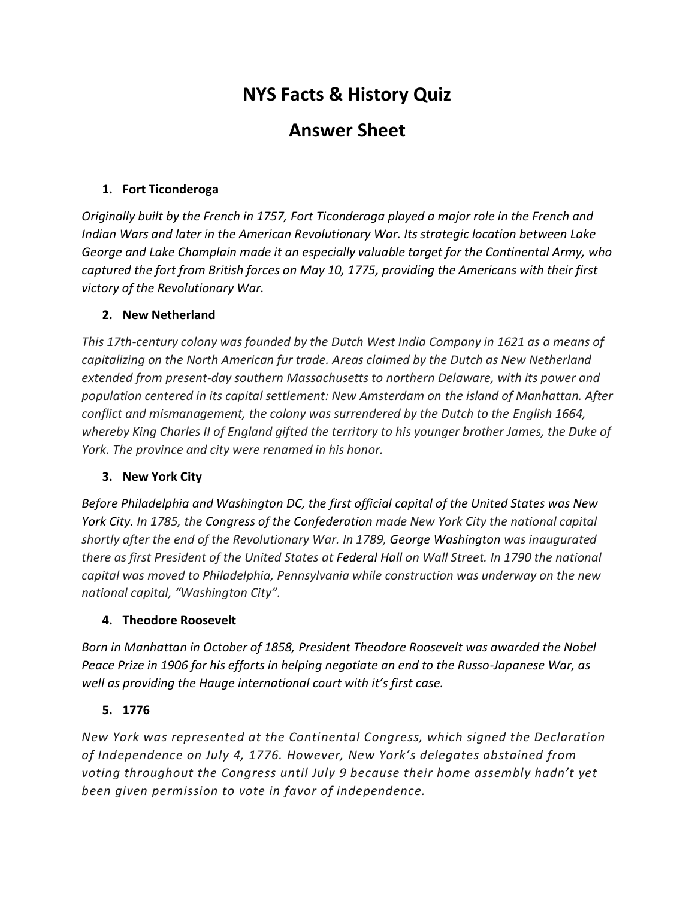# NYS Facts & History Quiz

# Answer Sheet

1. **Fort Ticonderoga**

*Originally built by the French in 1757, Fort Ticonderoga played a major role in the French and Indian Wars and later in the American Revolutionary War. Its strategic location between Lake George and Lake Champlain made it an especially valuable target for the Continental Army, who captured the fort from British forces on May 10, 1775, providing the Americans with their first victory of the Revolutionary War.*

2. **New Netherland**

*This 17th-century colony was founded by the Dutch West India Company in 1621 as a means of capitalizing on the North American fur trade. Areas claimed by the Dutch as New Netherland extended from present-day southern Massachusetts to northern Delaware, with its power and population centered in its capital settlement: New Amsterdam on the island of Manhattan. After conflict and mismanagement, the colony was surrendered by the Dutch to the English 1664, whereby King Charles II of England gifted the territory to his younger brother James, the Duke of York. The province and city were renamed in his honor.*

3. **New York City**

*Before Philadelphia and Washington DC, the first official capital of the United States was New York City. In 1785, the Congress of the Confederation made New York City the national capital shortly after the end of the Revolutionary War. In 1789, George Washington was inaugurated there as first President of the United States at Federal Hall on Wall Street. In 1790 the national capital was moved to Philadelphia, Pennsylvania while construction was underway on the new national capital, "Washington City".*

4. **Theodore Roosevelt**

*Born in Manhattan in October of 1858, President Theodore Roosevelt was awarded the Nobel Peace Prize in 1906 for his efforts in helping negotiate an end to the Russo-Japanese War, as well as providing the Hauge international court with it's first case.*

5. **1776**

*New York was represented at the Continental Congress, which signed the Declaration of Independence on July 4, 1776. However, New York's delegates abstained from voting throughout the Congress until July 9 because their home assembly hadn't yet been given permission to vote in favor of independence.*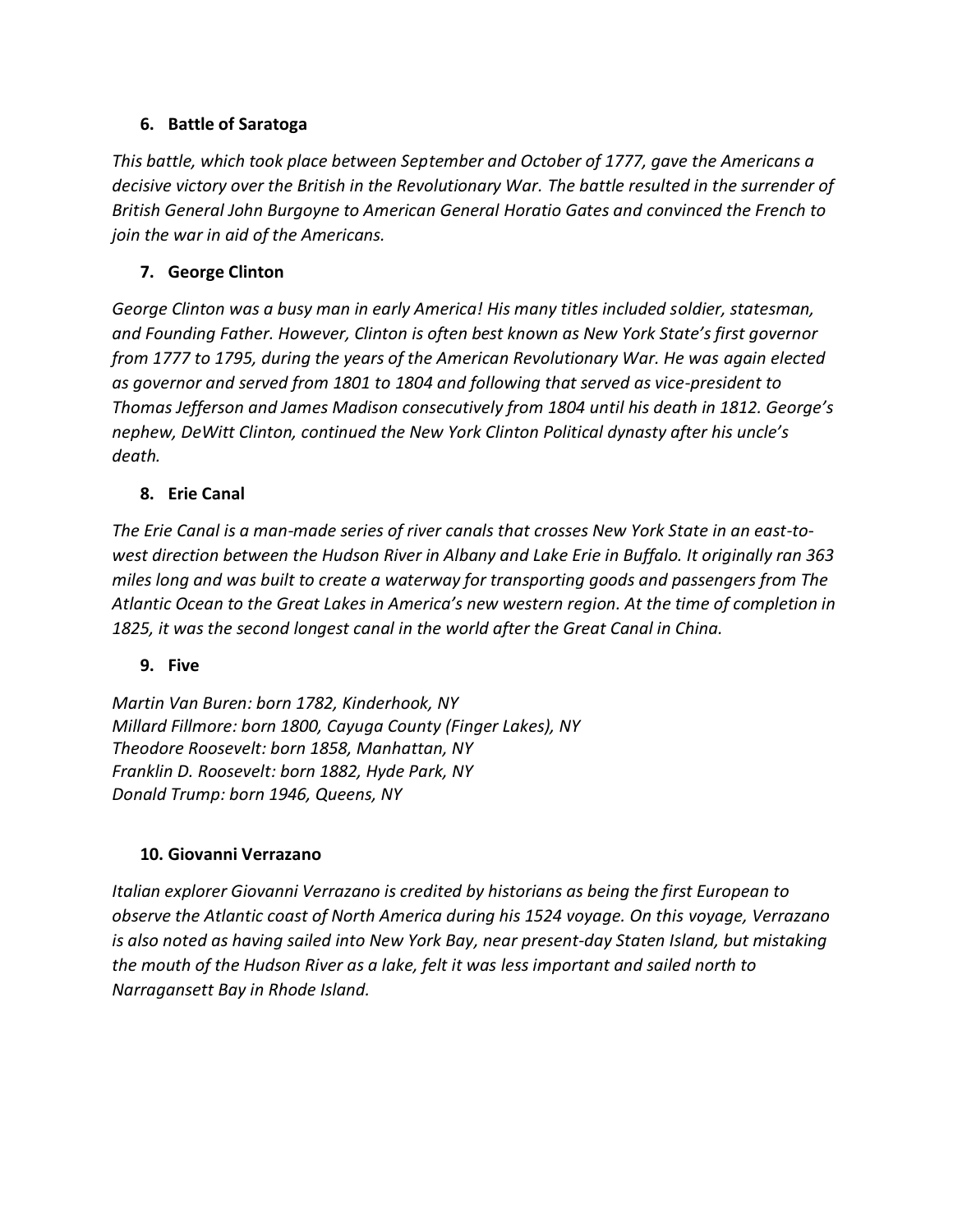6. **Battle of Saratoga**

*This battle, which took place between September and October of 1777, gave the Americans a decisive victory over the British in the Revolutionary War. The battle resulted in the surrender of British General John Burgoyne to American General Horatio Gates and convinced the French to join the war in aid of the Americans.*

7. **George Clinton**

*George Clinton was a busy man in early America! His many titles included soldier, statesman, and Founding Father. However, Clinton is often best known as New York State's first governor from 1777 to 1795, during the years of the American Revolutionary War. He was again elected as governor and served from 1801 to 1804 and following that served as vice-president to Thomas Jefferson and James Madison consecutively from 1804 until his death in 1812. George's nephew, DeWitt Clinton, continued the New York Clinton Political dynasty after his uncle's death.*

8. **Erie Canal**

*The Erie Canal is a man-made series of river canals that crosses New York State in an east-to-west direction between the Hudson River in Albany and Lake Erie in Buffalo. It originally ran 363 miles long and was built to create a waterway for transporting goods and passengers from The Atlantic Ocean to the Great Lakes in America's new western region. At the time of completion in 1825, it was the second longest canal in the world after the Great Canal in China.*

9. **Five**

*Martin Van Buren: born 1782, Kinderhook, NY*
*Millard Fillmore: born 1800, Cayuga County (Finger Lakes), NY*
*Theodore Roosevelt: born 1858, Manhattan, NY*
*Franklin D. Roosevelt: born 1882, Hyde Park, NY*
*Donald Trump: born 1946, Queens, NY*

10. **Giovanni Verrazano**

*Italian explorer Giovanni Verrazano is credited by historians as being the first European to observe the Atlantic coast of North America during his 1524 voyage. On this voyage, Verrazano is also noted as having sailed into New York Bay, near present-day Staten Island, but mistaking the mouth of the Hudson River as a lake, felt it was less important and sailed north to Narragansett Bay in Rhode Island.*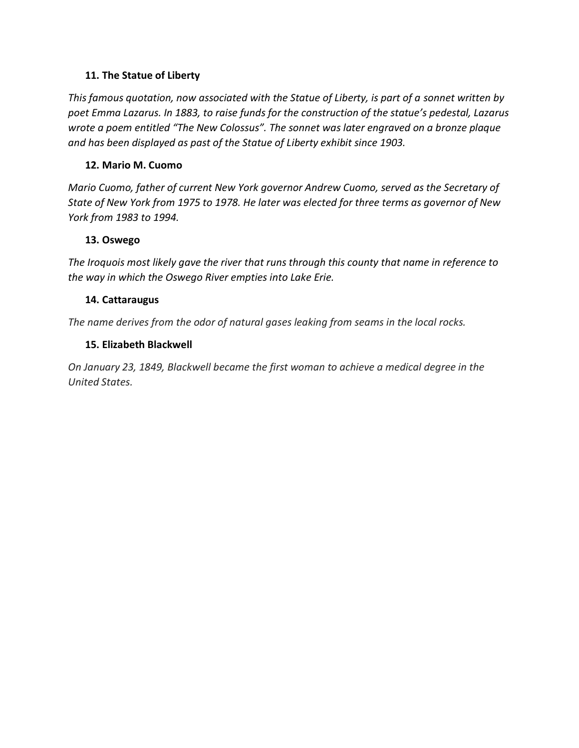**11. The Statue of Liberty**

*This famous quotation, now associated with the Statue of Liberty, is part of a sonnet written by poet Emma Lazarus. In 1883, to raise funds for the construction of the statue's pedestal, Lazarus wrote a poem entitled "The New Colossus". The sonnet was later engraved on a bronze plaque and has been displayed as past of the Statue of Liberty exhibit since 1903.*

**12. Mario M. Cuomo**

*Mario Cuomo, father of current New York governor Andrew Cuomo, served as the Secretary of State of New York from 1975 to 1978. He later was elected for three terms as governor of New York from 1983 to 1994.*

**13. Oswego**

*The Iroquois most likely gave the river that runs through this county that name in reference to the way in which the Oswego River empties into Lake Erie.*

**14. Cattaraugus**

*The name derives from the odor of natural gases leaking from seams in the local rocks.*

**15. Elizabeth Blackwell**

*On January 23, 1849, Blackwell became the first woman to achieve a medical degree in the United States.*